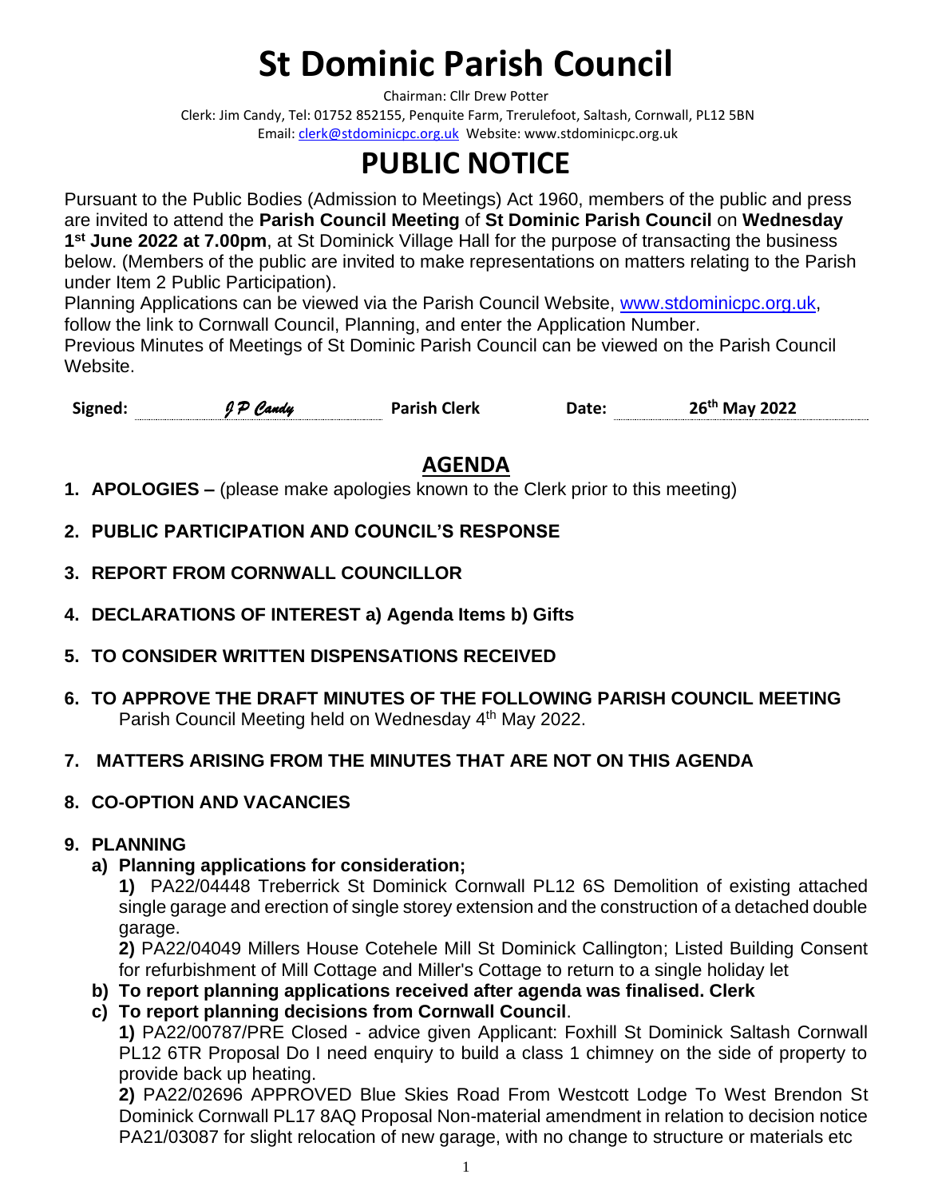# St Dominic Parish Council

Chairman: Cllr Drew Potter

Clerk: Jim Candy, Tel: 01752 852155, Penquite Farm, Trerulefoot, Saltash, Cornwall, PL12 5BN

Email: clerk@stdominicpc.org.uk Website: www.stdominicpc.org.uk

# PUBLIC NOTICE

Pursuant to the Public Bodies (Admission to Meetings) Act 1960, members of the public and press are invited to attend the **Parish Council Meeting** of **St Dominic Parish Council** on **Wednesday 1st June 2022 at 7.00pm**, at St Dominick Village Hall for the purpose of transacting the business below. (Members of the public are invited to make representations on matters relating to the Parish under Item 2 Public Participation).

Planning Applications can be viewed via the Parish Council Website, www.stdominicpc.org.uk, follow the link to Cornwall Council, Planning, and enter the Application Number.

Previous Minutes of Meetings of St Dominic Parish Council can be viewed on the Parish Council Website.

| **Signed:** | *J P Candy* | **Parish Clerk** | **Date:** | **26th May 2022** |
|---|---|---|---|---|

## AGENDA

1. **APOLOGIES –** (please make apologies known to the Clerk prior to this meeting)

2. **PUBLIC PARTICIPATION AND COUNCIL'S RESPONSE**

3. **REPORT FROM CORNWALL COUNCILLOR**

4. **DECLARATIONS OF INTEREST a) Agenda Items b) Gifts**

5. **TO CONSIDER WRITTEN DISPENSATIONS RECEIVED**

6. **TO APPROVE THE DRAFT MINUTES OF THE FOLLOWING PARISH COUNCIL MEETING**
   Parish Council Meeting held on Wednesday 4th May 2022.

7. **MATTERS ARISING FROM THE MINUTES THAT ARE NOT ON THIS AGENDA**

8. **CO-OPTION AND VACANCIES**

9. **PLANNING**
   - **a) Planning applications for consideration;**

     **1)** PA22/04448 Treberrick St Dominick Cornwall PL12 6S Demolition of existing attached single garage and erection of single storey extension and the construction of a detached double garage.

     **2)** PA22/04049 Millers House Cotehele Mill St Dominick Callington; Listed Building Consent for refurbishment of Mill Cottage and Miller's Cottage to return to a single holiday let
   - **b) To report planning applications received after agenda was finalised. Clerk**
   - **c) To report planning decisions from Cornwall Council**.

     **1)** PA22/00787/PRE Closed - advice given Applicant: Foxhill St Dominick Saltash Cornwall PL12 6TR Proposal Do I need enquiry to build a class 1 chimney on the side of property to provide back up heating.

     **2)** PA22/02696 APPROVED Blue Skies Road From Westcott Lodge To West Brendon St Dominick Cornwall PL17 8AQ Proposal Non-material amendment in relation to decision notice PA21/03087 for slight relocation of new garage, with no change to structure or materials etc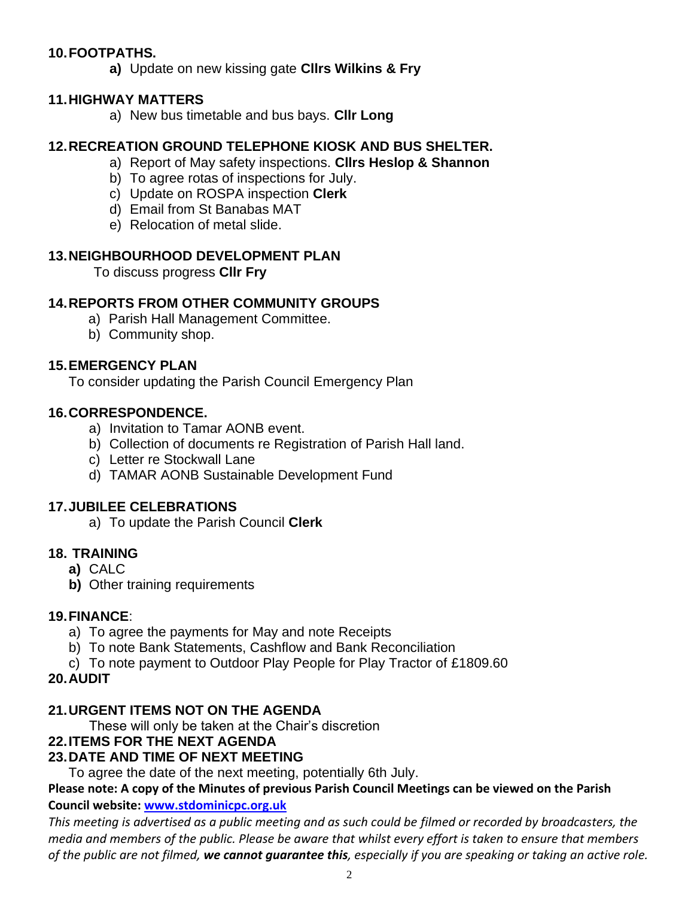**10. FOOTPATHS.**

- **a)** Update on new kissing gate **Cllrs Wilkins & Fry**

**11. HIGHWAY MATTERS**

- a) New bus timetable and bus bays. **Cllr Long**

**12. RECREATION GROUND TELEPHONE KIOSK AND BUS SHELTER.**

- a) Report of May safety inspections. **Cllrs Heslop & Shannon**
- b) To agree rotas of inspections for July.
- c) Update on ROSPA inspection **Clerk**
- d) Email from St Banabas MAT
- e) Relocation of metal slide.

**13. NEIGHBOURHOOD DEVELOPMENT PLAN**

To discuss progress **Cllr Fry**

**14. REPORTS FROM OTHER COMMUNITY GROUPS**

- a) Parish Hall Management Committee.
- b) Community shop.

**15. EMERGENCY PLAN**

To consider updating the Parish Council Emergency Plan

**16. CORRESPONDENCE.**

- a) Invitation to Tamar AONB event.
- b) Collection of documents re Registration of Parish Hall land.
- c) Letter re Stockwall Lane
- d) TAMAR AONB Sustainable Development Fund

**17. JUBILEE CELEBRATIONS**

- a) To update the Parish Council **Clerk**

**18. TRAINING**

- **a)** CALC
- **b)** Other training requirements

**19. FINANCE**:

- a) To agree the payments for May and note Receipts
- b) To note Bank Statements, Cashflow and Bank Reconciliation
- c) To note payment to Outdoor Play People for Play Tractor of £1809.60

**20. AUDIT**

**21. URGENT ITEMS NOT ON THE AGENDA**

These will only be taken at the Chair's discretion

**22. ITEMS FOR THE NEXT AGENDA**

**23. DATE AND TIME OF NEXT MEETING**

To agree the date of the next meeting, potentially 6th July.

**Please note: A copy of the Minutes of previous Parish Council Meetings can be viewed on the Parish Council website: [www.stdominicpc.org.uk](http://www.stdominicpc.org.uk)**

*This meeting is advertised as a public meeting and as such could be filmed or recorded by broadcasters, the media and members of the public. Please be aware that whilst every effort is taken to ensure that members of the public are not filmed, **we cannot guarantee this**, especially if you are speaking or taking an active role.*